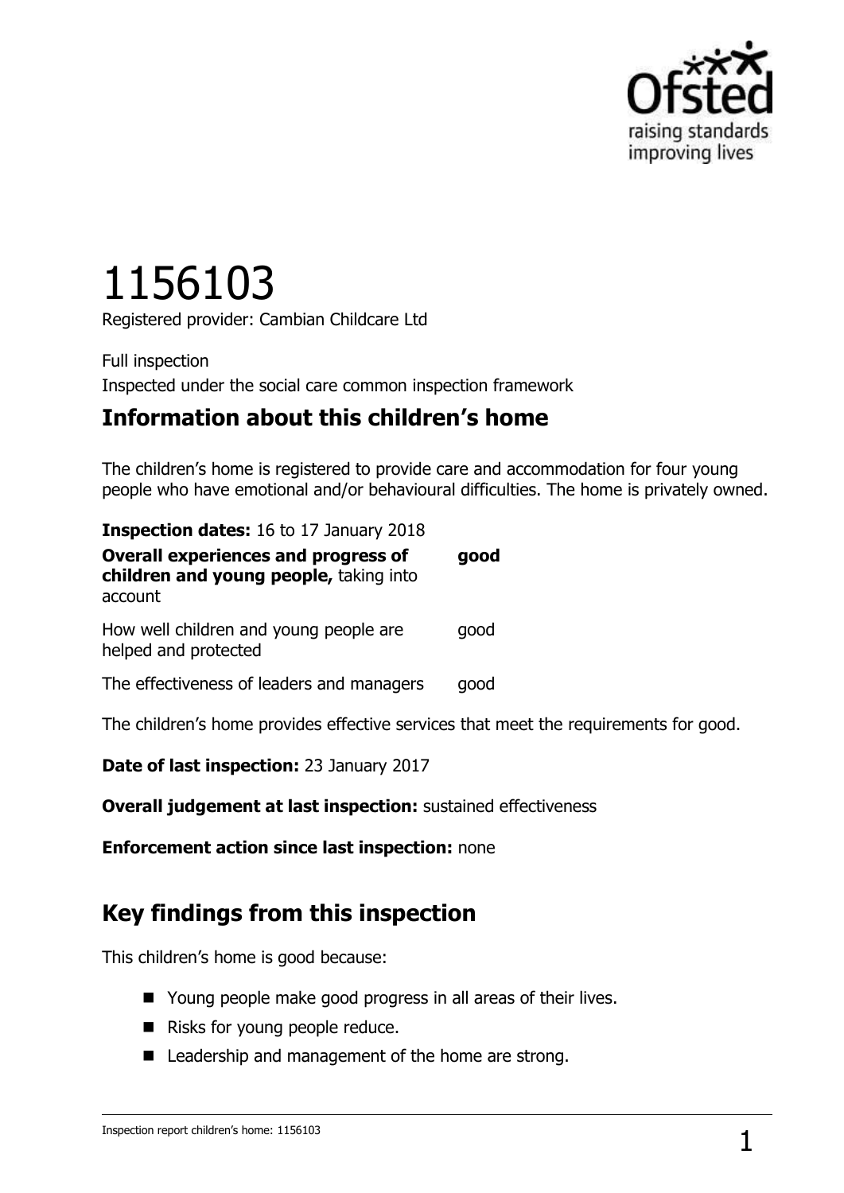# 1156103

Registered provider: Cambian Childcare Ltd

Full inspection

Inspected under the social care common inspection framework

## Information about this children's home

The children's home is registered to provide care and accommodation for four young people who have emotional and/or behavioural difficulties. The home is privately owned.

**Inspection dates:** 16 to 17 January 2018

| | |
|---|---|
| **Overall experiences and progress of children and young people,** taking into account | **good** |
| How well children and young people are helped and protected | good |
| The effectiveness of leaders and managers | good |

The children's home provides effective services that meet the requirements for good.

**Date of last inspection:** 23 January 2017

**Overall judgement at last inspection:** sustained effectiveness

**Enforcement action since last inspection:** none

## Key findings from this inspection

This children's home is good because:

- Young people make good progress in all areas of their lives.
- Risks for young people reduce.
- Leadership and management of the home are strong.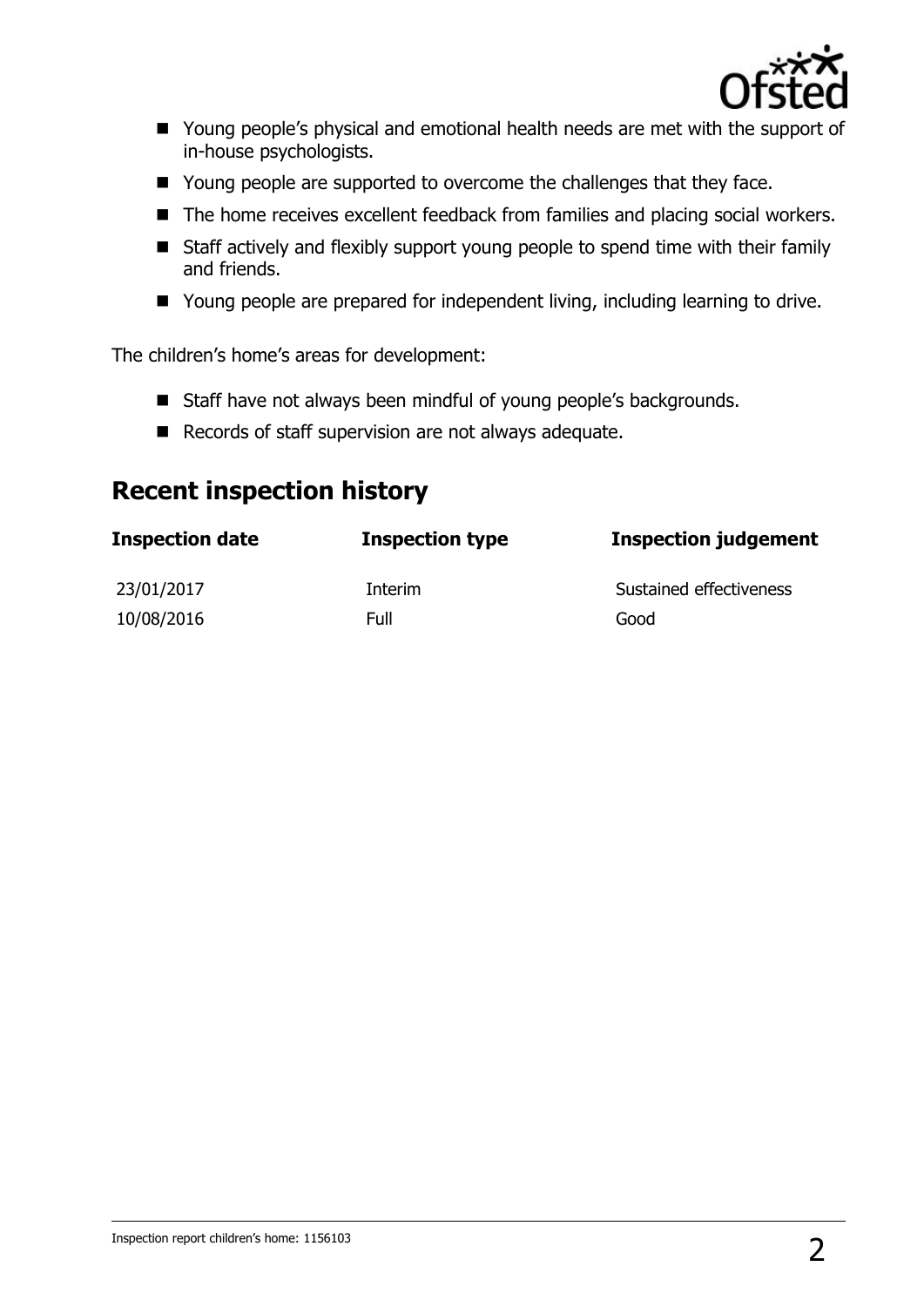- Young people's physical and emotional health needs are met with the support of in-house psychologists.
- Young people are supported to overcome the challenges that they face.
- The home receives excellent feedback from families and placing social workers.
- Staff actively and flexibly support young people to spend time with their family and friends.
- Young people are prepared for independent living, including learning to drive.

The children's home's areas for development:

- Staff have not always been mindful of young people's backgrounds.
- Records of staff supervision are not always adequate.

## Recent inspection history

| Inspection date | Inspection type | Inspection judgement |
| --- | --- | --- |
| 23/01/2017 | Interim | Sustained effectiveness |
| 10/08/2016 | Full | Good |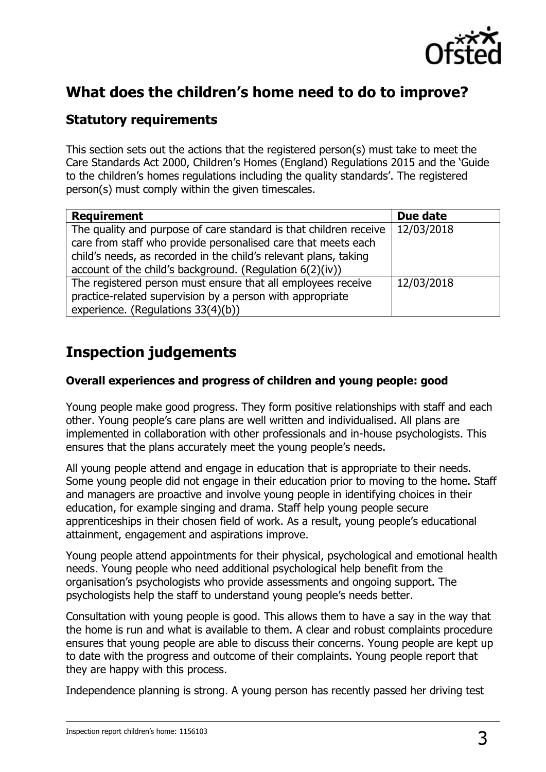## What does the children's home need to do to improve?

### Statutory requirements

This section sets out the actions that the registered person(s) must take to meet the Care Standards Act 2000, Children's Homes (England) Regulations 2015 and the 'Guide to the children's homes regulations including the quality standards'. The registered person(s) must comply within the given timescales.

| Requirement | Due date |
|---|---|
| The quality and purpose of care standard is that children receive care from staff who provide personalised care that meets each child's needs, as recorded in the child's relevant plans, taking account of the child's background. (Regulation 6(2)(iv)) | 12/03/2018 |
| The registered person must ensure that all employees receive practice-related supervision by a person with appropriate experience. (Regulations 33(4)(b)) | 12/03/2018 |

## Inspection judgements

#### Overall experiences and progress of children and young people: good

Young people make good progress. They form positive relationships with staff and each other. Young people's care plans are well written and individualised. All plans are implemented in collaboration with other professionals and in-house psychologists. This ensures that the plans accurately meet the young people's needs.

All young people attend and engage in education that is appropriate to their needs. Some young people did not engage in their education prior to moving to the home. Staff and managers are proactive and involve young people in identifying choices in their education, for example singing and drama. Staff help young people secure apprenticeships in their chosen field of work. As a result, young people's educational attainment, engagement and aspirations improve.

Young people attend appointments for their physical, psychological and emotional health needs. Young people who need additional psychological help benefit from the organisation's psychologists who provide assessments and ongoing support. The psychologists help the staff to understand young people's needs better.

Consultation with young people is good. This allows them to have a say in the way that the home is run and what is available to them. A clear and robust complaints procedure ensures that young people are able to discuss their concerns. Young people are kept up to date with the progress and outcome of their complaints. Young people report that they are happy with this process.

Independence planning is strong. A young person has recently passed her driving test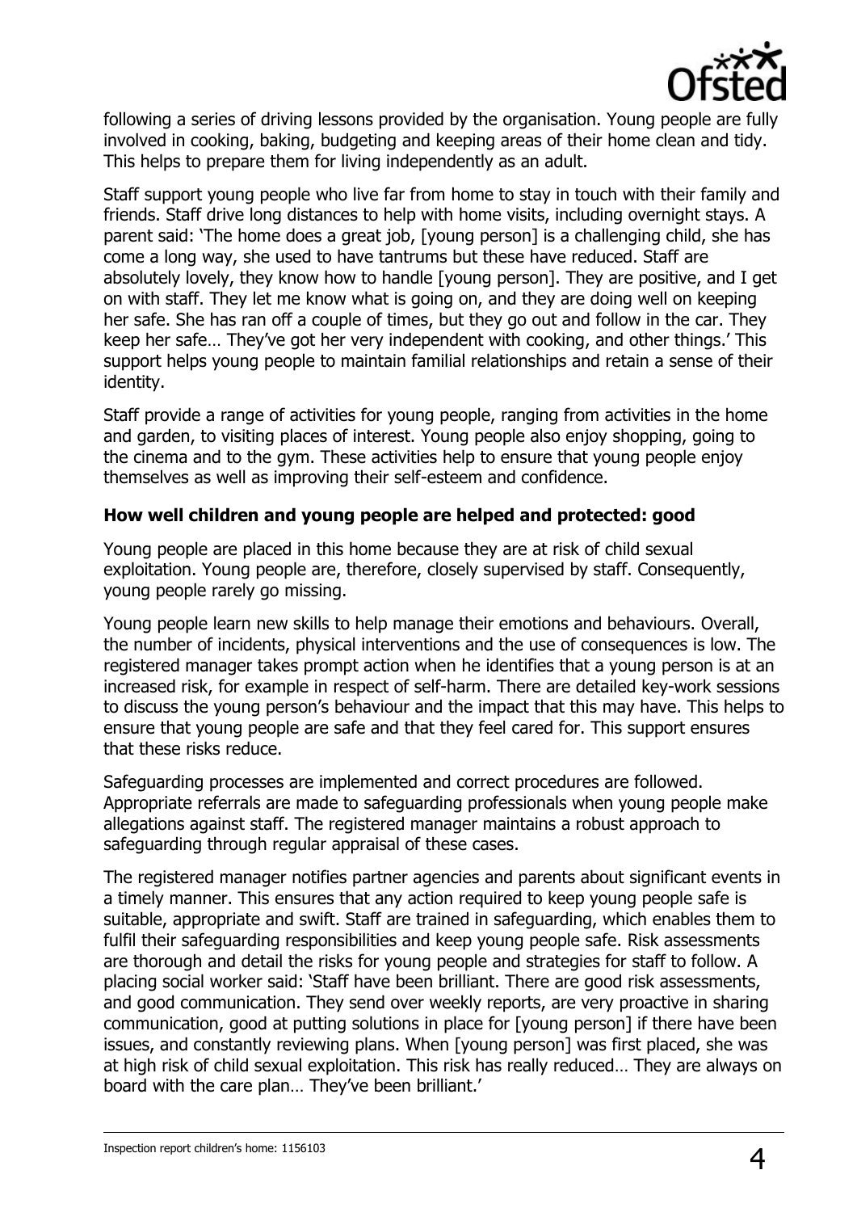following a series of driving lessons provided by the organisation. Young people are fully involved in cooking, baking, budgeting and keeping areas of their home clean and tidy. This helps to prepare them for living independently as an adult.

Staff support young people who live far from home to stay in touch with their family and friends. Staff drive long distances to help with home visits, including overnight stays. A parent said: 'The home does a great job, [young person] is a challenging child, she has come a long way, she used to have tantrums but these have reduced. Staff are absolutely lovely, they know how to handle [young person]. They are positive, and I get on with staff. They let me know what is going on, and they are doing well on keeping her safe. She has ran off a couple of times, but they go out and follow in the car. They keep her safe… They've got her very independent with cooking, and other things.' This support helps young people to maintain familial relationships and retain a sense of their identity.

Staff provide a range of activities for young people, ranging from activities in the home and garden, to visiting places of interest. Young people also enjoy shopping, going to the cinema and to the gym. These activities help to ensure that young people enjoy themselves as well as improving their self-esteem and confidence.

**How well children and young people are helped and protected: good**

Young people are placed in this home because they are at risk of child sexual exploitation. Young people are, therefore, closely supervised by staff. Consequently, young people rarely go missing.

Young people learn new skills to help manage their emotions and behaviours. Overall, the number of incidents, physical interventions and the use of consequences is low. The registered manager takes prompt action when he identifies that a young person is at an increased risk, for example in respect of self-harm. There are detailed key-work sessions to discuss the young person's behaviour and the impact that this may have. This helps to ensure that young people are safe and that they feel cared for. This support ensures that these risks reduce.

Safeguarding processes are implemented and correct procedures are followed. Appropriate referrals are made to safeguarding professionals when young people make allegations against staff. The registered manager maintains a robust approach to safeguarding through regular appraisal of these cases.

The registered manager notifies partner agencies and parents about significant events in a timely manner. This ensures that any action required to keep young people safe is suitable, appropriate and swift. Staff are trained in safeguarding, which enables them to fulfil their safeguarding responsibilities and keep young people safe. Risk assessments are thorough and detail the risks for young people and strategies for staff to follow. A placing social worker said: 'Staff have been brilliant. There are good risk assessments, and good communication. They send over weekly reports, are very proactive in sharing communication, good at putting solutions in place for [young person] if there have been issues, and constantly reviewing plans. When [young person] was first placed, she was at high risk of child sexual exploitation. This risk has really reduced… They are always on board with the care plan… They've been brilliant.'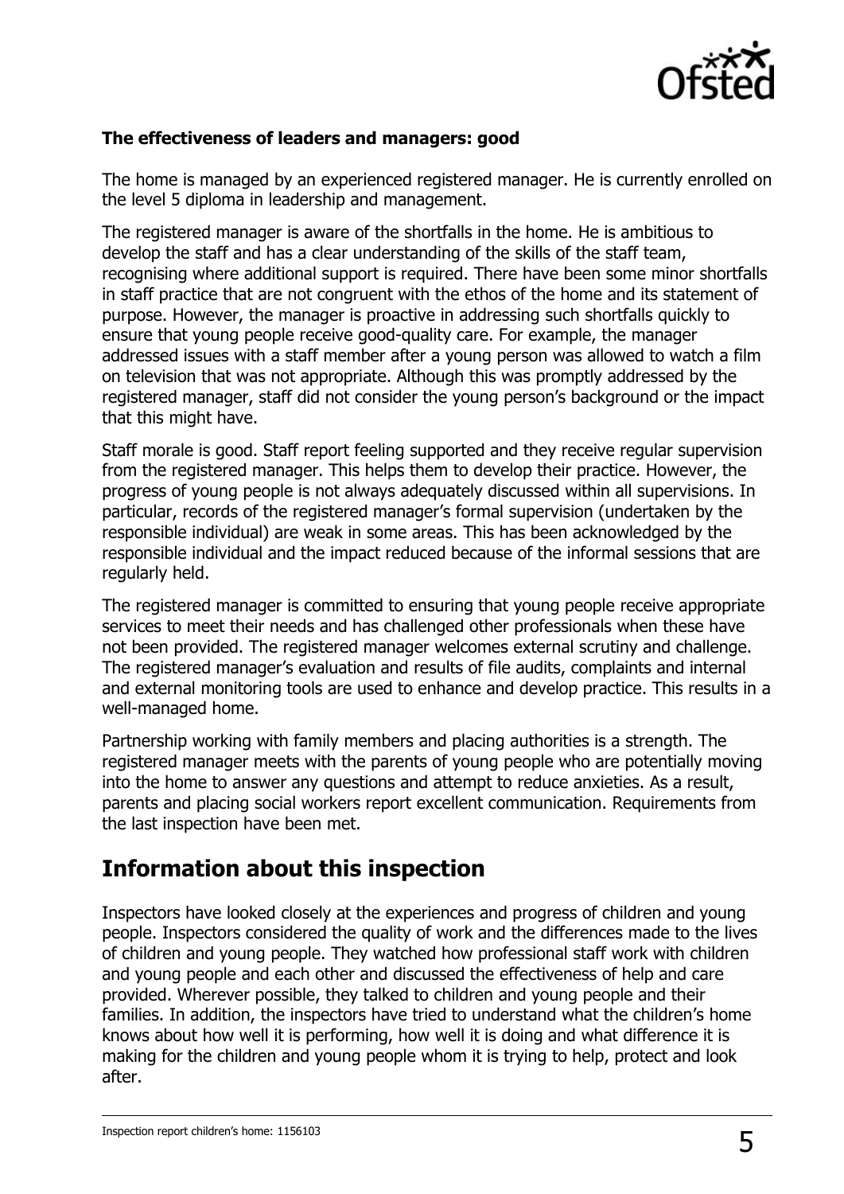**The effectiveness of leaders and managers: good**

The home is managed by an experienced registered manager. He is currently enrolled on the level 5 diploma in leadership and management.

The registered manager is aware of the shortfalls in the home. He is ambitious to develop the staff and has a clear understanding of the skills of the staff team, recognising where additional support is required. There have been some minor shortfalls in staff practice that are not congruent with the ethos of the home and its statement of purpose. However, the manager is proactive in addressing such shortfalls quickly to ensure that young people receive good-quality care. For example, the manager addressed issues with a staff member after a young person was allowed to watch a film on television that was not appropriate. Although this was promptly addressed by the registered manager, staff did not consider the young person's background or the impact that this might have.

Staff morale is good. Staff report feeling supported and they receive regular supervision from the registered manager. This helps them to develop their practice. However, the progress of young people is not always adequately discussed within all supervisions. In particular, records of the registered manager's formal supervision (undertaken by the responsible individual) are weak in some areas. This has been acknowledged by the responsible individual and the impact reduced because of the informal sessions that are regularly held.

The registered manager is committed to ensuring that young people receive appropriate services to meet their needs and has challenged other professionals when these have not been provided. The registered manager welcomes external scrutiny and challenge. The registered manager's evaluation and results of file audits, complaints and internal and external monitoring tools are used to enhance and develop practice. This results in a well-managed home.

Partnership working with family members and placing authorities is a strength. The registered manager meets with the parents of young people who are potentially moving into the home to answer any questions and attempt to reduce anxieties. As a result, parents and placing social workers report excellent communication. Requirements from the last inspection have been met.

## Information about this inspection

Inspectors have looked closely at the experiences and progress of children and young people. Inspectors considered the quality of work and the differences made to the lives of children and young people. They watched how professional staff work with children and young people and each other and discussed the effectiveness of help and care provided. Wherever possible, they talked to children and young people and their families. In addition, the inspectors have tried to understand what the children's home knows about how well it is performing, how well it is doing and what difference it is making for the children and young people whom it is trying to help, protect and look after.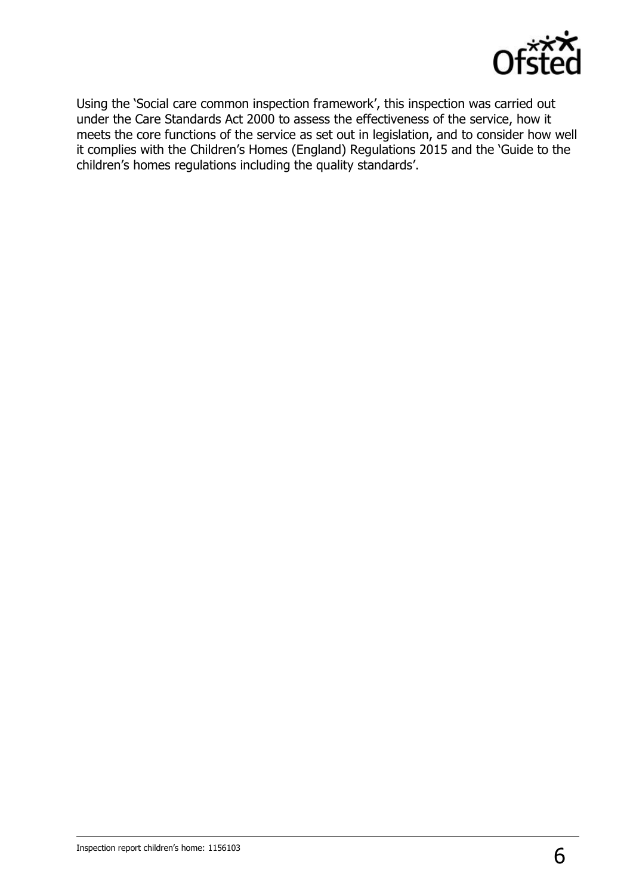Using the 'Social care common inspection framework', this inspection was carried out under the Care Standards Act 2000 to assess the effectiveness of the service, how it meets the core functions of the service as set out in legislation, and to consider how well it complies with the Children's Homes (England) Regulations 2015 and the 'Guide to the children's homes regulations including the quality standards'.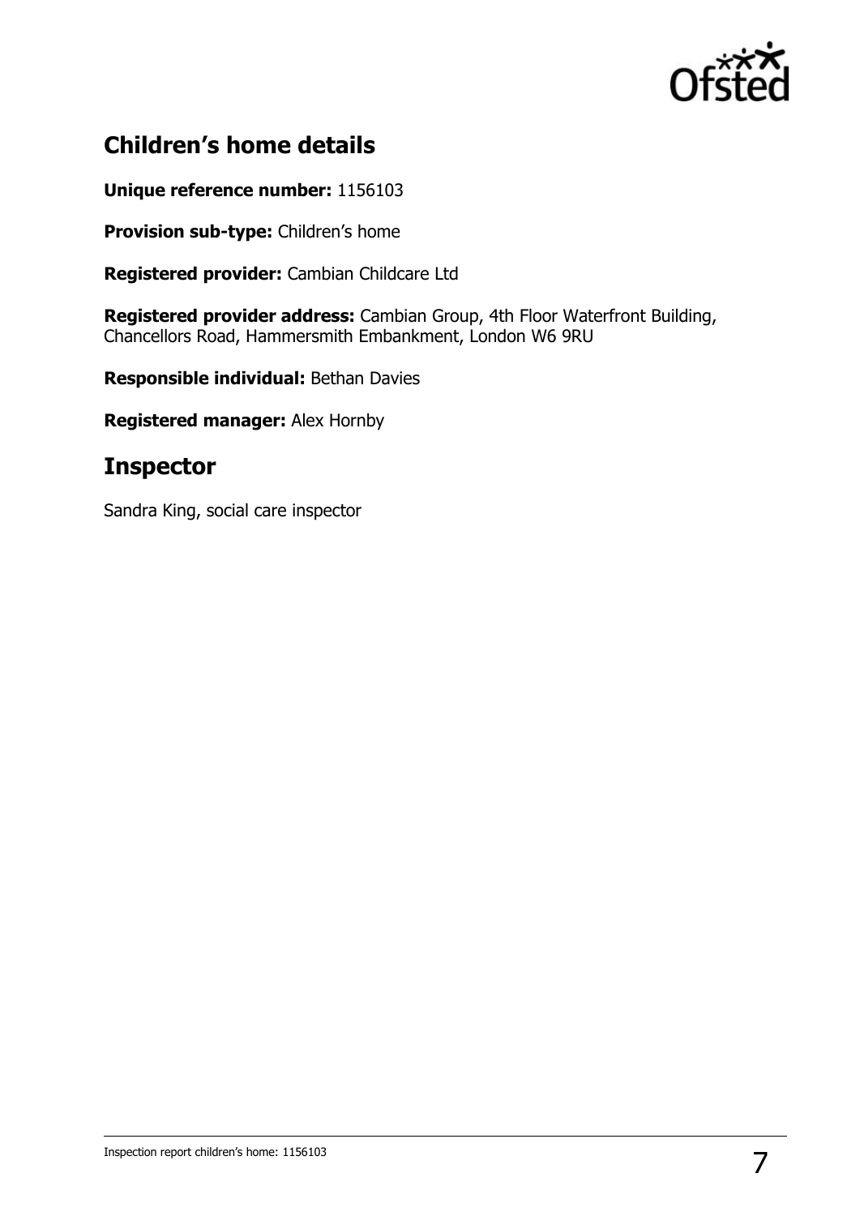## Children's home details

**Unique reference number:** 1156103

**Provision sub-type:** Children's home

**Registered provider:** Cambian Childcare Ltd

**Registered provider address:** Cambian Group, 4th Floor Waterfront Building, Chancellors Road, Hammersmith Embankment, London W6 9RU

**Responsible individual:** Bethan Davies

**Registered manager:** Alex Hornby

## Inspector

Sandra King, social care inspector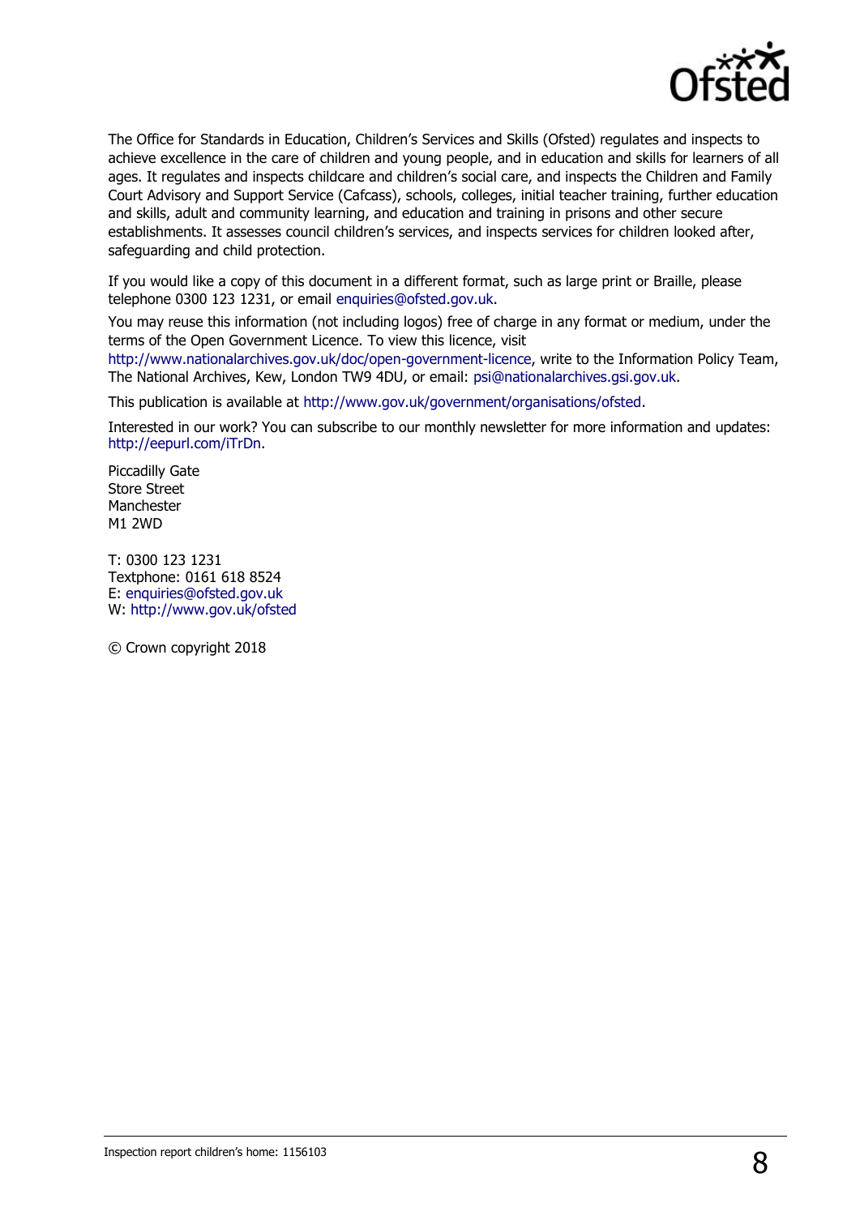The Office for Standards in Education, Children's Services and Skills (Ofsted) regulates and inspects to achieve excellence in the care of children and young people, and in education and skills for learners of all ages. It regulates and inspects childcare and children's social care, and inspects the Children and Family Court Advisory and Support Service (Cafcass), schools, colleges, initial teacher training, further education and skills, adult and community learning, and education and training in prisons and other secure establishments. It assesses council children's services, and inspects services for children looked after, safeguarding and child protection.

If you would like a copy of this document in a different format, such as large print or Braille, please telephone 0300 123 1231, or email enquiries@ofsted.gov.uk.

You may reuse this information (not including logos) free of charge in any format or medium, under the terms of the Open Government Licence. To view this licence, visit http://www.nationalarchives.gov.uk/doc/open-government-licence, write to the Information Policy Team, The National Archives, Kew, London TW9 4DU, or email: psi@nationalarchives.gsi.gov.uk.

This publication is available at http://www.gov.uk/government/organisations/ofsted.

Interested in our work? You can subscribe to our monthly newsletter for more information and updates: http://eepurl.com/iTrDn.

Piccadilly Gate
Store Street
Manchester
M1 2WD

T: 0300 123 1231
Textphone: 0161 618 8524
E: enquiries@ofsted.gov.uk
W: http://www.gov.uk/ofsted

© Crown copyright 2018